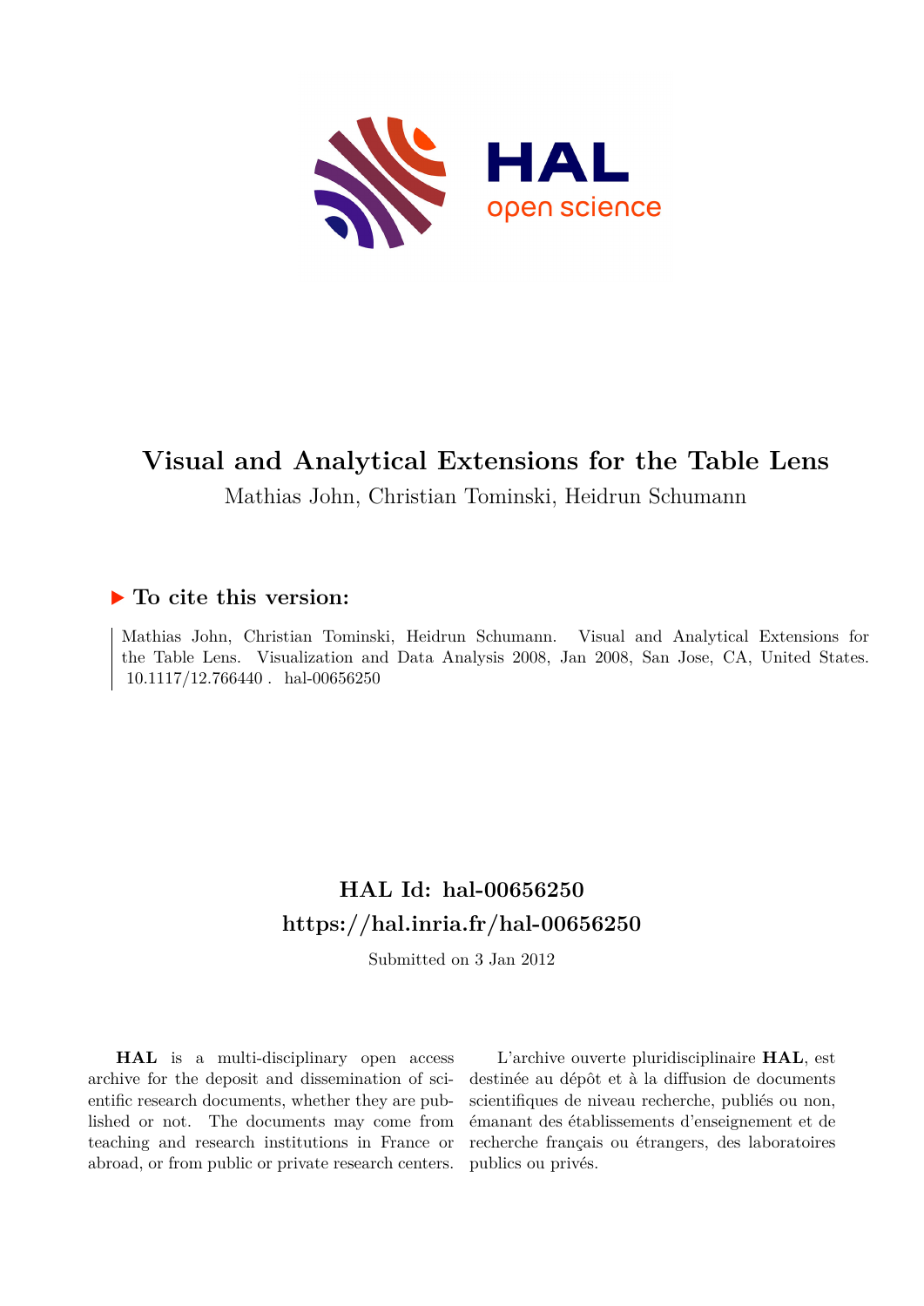# Visual and Analytical Extensions for the Table Lens

Mathias John, Christian Tominski, Heidrun Schumann

## ▶ To cite this version:

Mathias John, Christian Tominski, Heidrun Schumann. Visual and Analytical Extensions for the Table Lens. Visualization and Data Analysis 2008, Jan 2008, San Jose, CA, United States. 10.1117/12.766440 . hal-00656250

## HAL Id: hal-00656250

## https://hal.inria.fr/hal-00656250

Submitted on 3 Jan 2012

**HAL** is a multi-disciplinary open access archive for the deposit and dissemination of scientific research documents, whether they are published or not. The documents may come from teaching and research institutions in France or abroad, or from public or private research centers.

L'archive ouverte pluridisciplinaire **HAL**, est destinée au dépôt et à la diffusion de documents scientifiques de niveau recherche, publiés ou non, émanant des établissements d'enseignement et de recherche français ou étrangers, des laboratoires publics ou privés.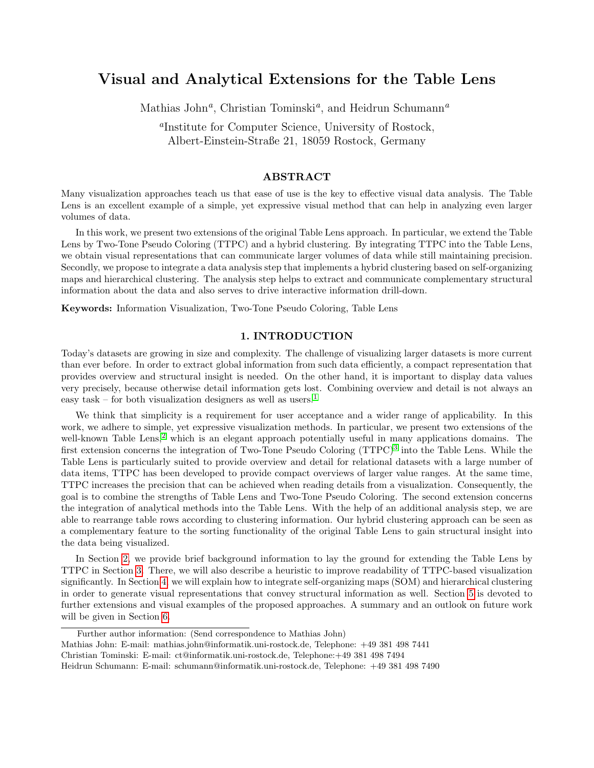# Visual and Analytical Extensions for the Table Lens

Mathias John[a], Christian Tominski[a], and Heidrun Schumann[a]

[a]Institute for Computer Science, University of Rostock,
Albert-Einstein-Straße 21, 18059 Rostock, Germany

## ABSTRACT

Many visualization approaches teach us that ease of use is the key to effective visual data analysis. The Table Lens is an excellent example of a simple, yet expressive visual method that can help in analyzing even larger volumes of data.

In this work, we present two extensions of the original Table Lens approach. In particular, we extend the Table Lens by Two-Tone Pseudo Coloring (TTPC) and a hybrid clustering. By integrating TTPC into the Table Lens, we obtain visual representations that can communicate larger volumes of data while still maintaining precision. Secondly, we propose to integrate a data analysis step that implements a hybrid clustering based on self-organizing maps and hierarchical clustering. The analysis step helps to extract and communicate complementary structural information about the data and also serves to drive interactive information drill-down.

**Keywords:** Information Visualization, Two-Tone Pseudo Coloring, Table Lens

## 1. INTRODUCTION

Today's datasets are growing in size and complexity. The challenge of visualizing larger datasets is more current than ever before. In order to extract global information from such data efficiently, a compact representation that provides overview and structural insight is needed. On the other hand, it is important to display data values very precisely, because otherwise detail information gets lost. Combining overview and detail is not always an easy task – for both visualization designers as well as users.[1]

We think that simplicity is a requirement for user acceptance and a wider range of applicability. In this work, we adhere to simple, yet expressive visualization methods. In particular, we present two extensions of the well-known Table Lens,[2] which is an elegant approach potentially useful in many applications domains. The first extension concerns the integration of Two-Tone Pseudo Coloring (TTPC)[3] into the Table Lens. While the Table Lens is particularly suited to provide overview and detail for relational datasets with a large number of data items, TTPC has been developed to provide compact overviews of larger value ranges. At the same time, TTPC increases the precision that can be achieved when reading details from a visualization. Consequently, the goal is to combine the strengths of Table Lens and Two-Tone Pseudo Coloring. The second extension concerns the integration of analytical methods into the Table Lens. With the help of an additional analysis step, we are able to rearrange table rows according to clustering information. Our hybrid clustering approach can be seen as a complementary feature to the sorting functionality of the original Table Lens to gain structural insight into the data being visualized.

In Section 2, we provide brief background information to lay the ground for extending the Table Lens by TTPC in Section 3. There, we will also describe a heuristic to improve readability of TTPC-based visualization significantly. In Section 4, we will explain how to integrate self-organizing maps (SOM) and hierarchical clustering in order to generate visual representations that convey structural information as well. Section 5 is devoted to further extensions and visual examples of the proposed approaches. A summary and an outlook on future work will be given in Section 6.

Further author information: (Send correspondence to Mathias John)
Mathias John: E-mail: mathias.john@informatik.uni-rostock.de, Telephone: +49 381 498 7441
Christian Tominski: E-mail: ct@informatik.uni-rostock.de, Telephone:+49 381 498 7494
Heidrun Schumann: E-mail: schumann@informatik.uni-rostock.de, Telephone: +49 381 498 7490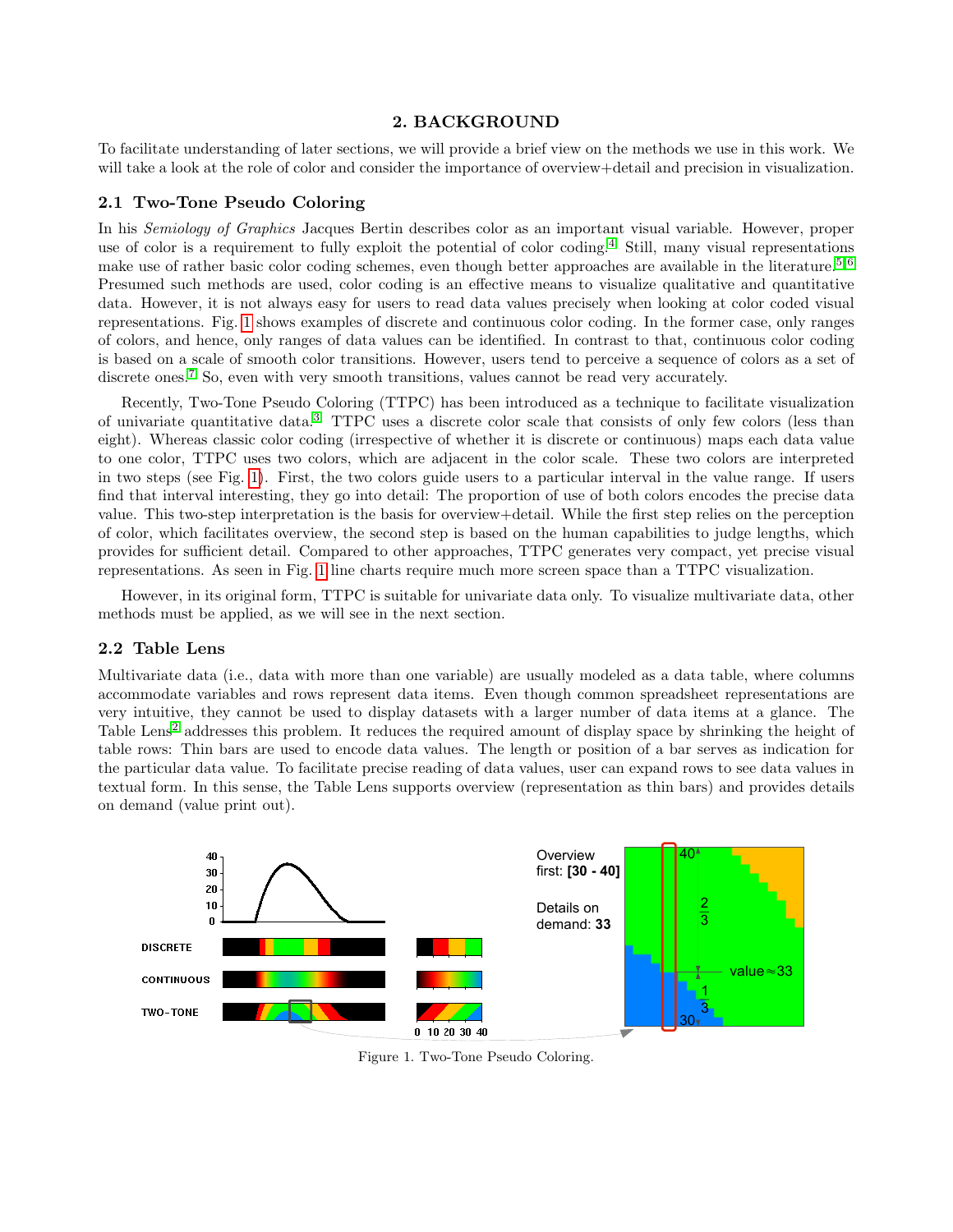## 2. BACKGROUND

To facilitate understanding of later sections, we will provide a brief view on the methods we use in this work. We will take a look at the role of color and consider the importance of overview+detail and precision in visualization.

### 2.1 Two-Tone Pseudo Coloring

In his *Semiology of Graphics* Jacques Bertin describes color as an important visual variable. However, proper use of color is a requirement to fully exploit the potential of color coding.[4] Still, many visual representations make use of rather basic color coding schemes, even though better approaches are available in the literature.[5,6] Presumed such methods are used, color coding is an effective means to visualize qualitative and quantitative data. However, it is not always easy for users to read data values precisely when looking at color coded visual representations. Fig. 1 shows examples of discrete and continuous color coding. In the former case, only ranges of colors, and hence, only ranges of data values can be identified. In contrast to that, continuous color coding is based on a scale of smooth color transitions. However, users tend to perceive a sequence of colors as a set of discrete ones.[7] So, even with very smooth transitions, values cannot be read very accurately.

Recently, Two-Tone Pseudo Coloring (TTPC) has been introduced as a technique to facilitate visualization of univariate quantitative data.[3] TTPC uses a discrete color scale that consists of only few colors (less than eight). Whereas classic color coding (irrespective of whether it is discrete or continuous) maps each data value to one color, TTPC uses two colors, which are adjacent in the color scale. These two colors are interpreted in two steps (see Fig. 1). First, the two colors guide users to a particular interval in the value range. If users find that interval interesting, they go into detail: The proportion of use of both colors encodes the precise data value. This two-step interpretation is the basis for overview+detail. While the first step relies on the perception of color, which facilitates overview, the second step is based on the human capabilities to judge lengths, which provides for sufficient detail. Compared to other approaches, TTPC generates very compact, yet precise visual representations. As seen in Fig. 1 line charts require much more screen space than a TTPC visualization.

However, in its original form, TTPC is suitable for univariate data only. To visualize multivariate data, other methods must be applied, as we will see in the next section.

### 2.2 Table Lens

Multivariate data (i.e., data with more than one variable) are usually modeled as a data table, where columns accommodate variables and rows represent data items. Even though common spreadsheet representations are very intuitive, they cannot be used to display datasets with a larger number of data items at a glance. The Table Lens[2] addresses this problem. It reduces the required amount of display space by shrinking the height of table rows: Thin bars are used to encode data values. The length or position of a bar serves as indication for the particular data value. To facilitate precise reading of data values, user can expand rows to see data values in textual form. In this sense, the Table Lens supports overview (representation as thin bars) and provides details on demand (value print out).

40
30
20
10
0
DISCRETE
CONTINUOUS
TWO-TONE
0 10 20 30 40
Overview first: **[30 - 40]**
Details on demand: **33**
40
2/3
value ≈ 33
1/3
30

Figure 1. Two-Tone Pseudo Coloring.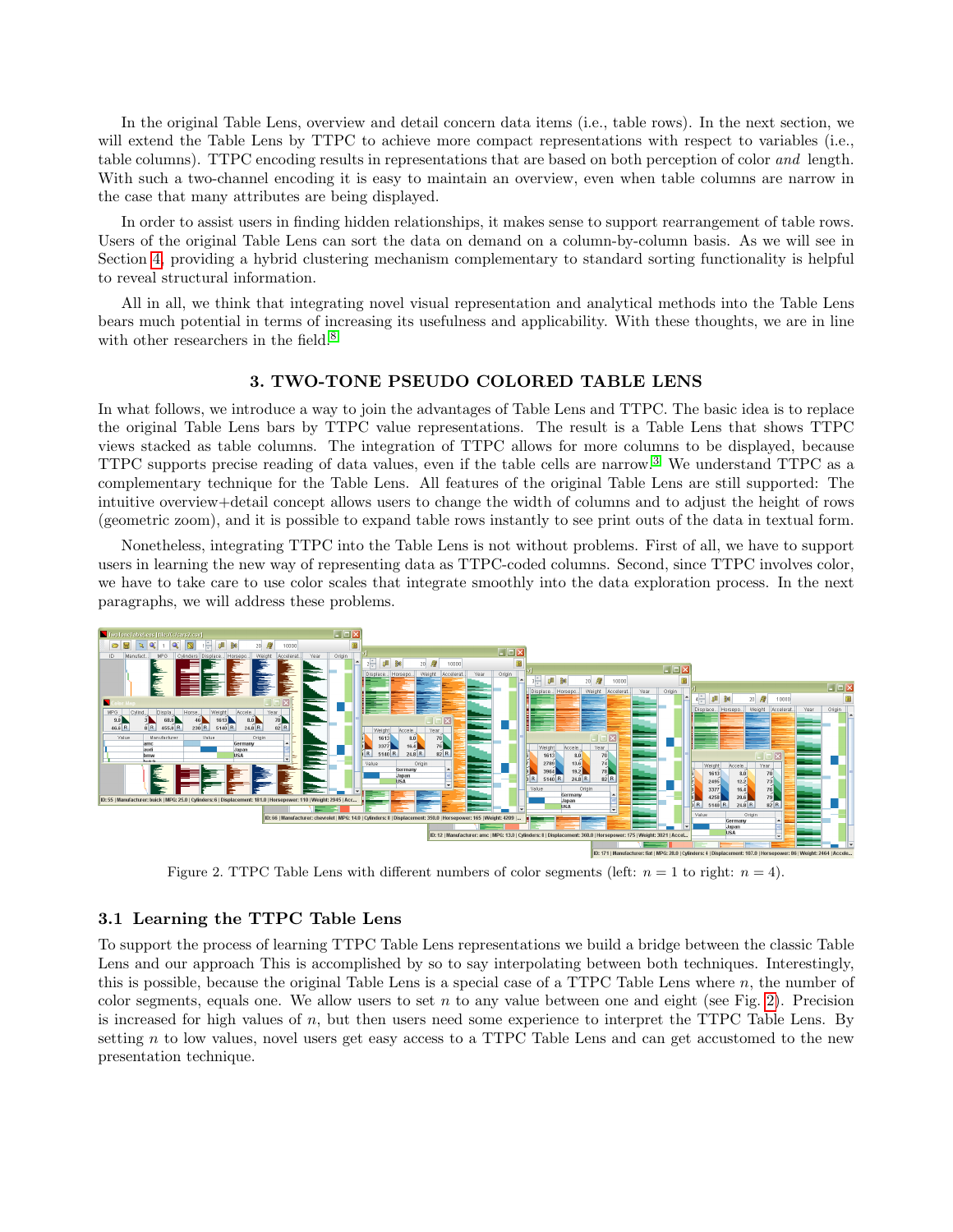In the original Table Lens, overview and detail concern data items (i.e., table rows). In the next section, we will extend the Table Lens by TTPC to achieve more compact representations with respect to variables (i.e., table columns). TTPC encoding results in representations that are based on both perception of color *and* length. With such a two-channel encoding it is easy to maintain an overview, even when table columns are narrow in the case that many attributes are being displayed.

In order to assist users in finding hidden relationships, it makes sense to support rearrangement of table rows. Users of the original Table Lens can sort the data on demand on a column-by-column basis. As we will see in Section 4, providing a hybrid clustering mechanism complementary to standard sorting functionality is helpful to reveal structural information.

All in all, we think that integrating novel visual representation and analytical methods into the Table Lens bears much potential in terms of increasing its usefulness and applicability. With these thoughts, we are in line with other researchers in the field.[8]

## 3. TWO-TONE PSEUDO COLORED TABLE LENS

In what follows, we introduce a way to join the advantages of Table Lens and TTPC. The basic idea is to replace the original Table Lens bars by TTPC value representations. The result is a Table Lens that shows TTPC views stacked as table columns. The integration of TTPC allows for more columns to be displayed, because TTPC supports precise reading of data values, even if the table cells are narrow.[3] We understand TTPC as a complementary technique for the Table Lens. All features of the original Table Lens are still supported: The intuitive overview+detail concept allows users to change the width of columns and to adjust the height of rows (geometric zoom), and it is possible to expand table rows instantly to see print outs of the data in textual form.

Nonetheless, integrating TTPC into the Table Lens is not without problems. First of all, we have to support users in learning the new way of representing data as TTPC-coded columns. Second, since TTPC involves color, we have to take care to use color scales that integrate smoothly into the data exploration process. In the next paragraphs, we will address these problems.

Figure 2. TTPC Table Lens with different numbers of color segments (left: $n = 1$ to right: $n = 4$).

### 3.1 Learning the TTPC Table Lens

To support the process of learning TTPC Table Lens representations we build a bridge between the classic Table Lens and our approach This is accomplished by so to say interpolating between both techniques. Interestingly, this is possible, because the original Table Lens is a special case of a TTPC Table Lens where $n$, the number of color segments, equals one. We allow users to set $n$ to any value between one and eight (see Fig. 2). Precision is increased for high values of $n$, but then users need some experience to interpret the TTPC Table Lens. By setting $n$ to low values, novel users get easy access to a TTPC Table Lens and can get accustomed to the new presentation technique.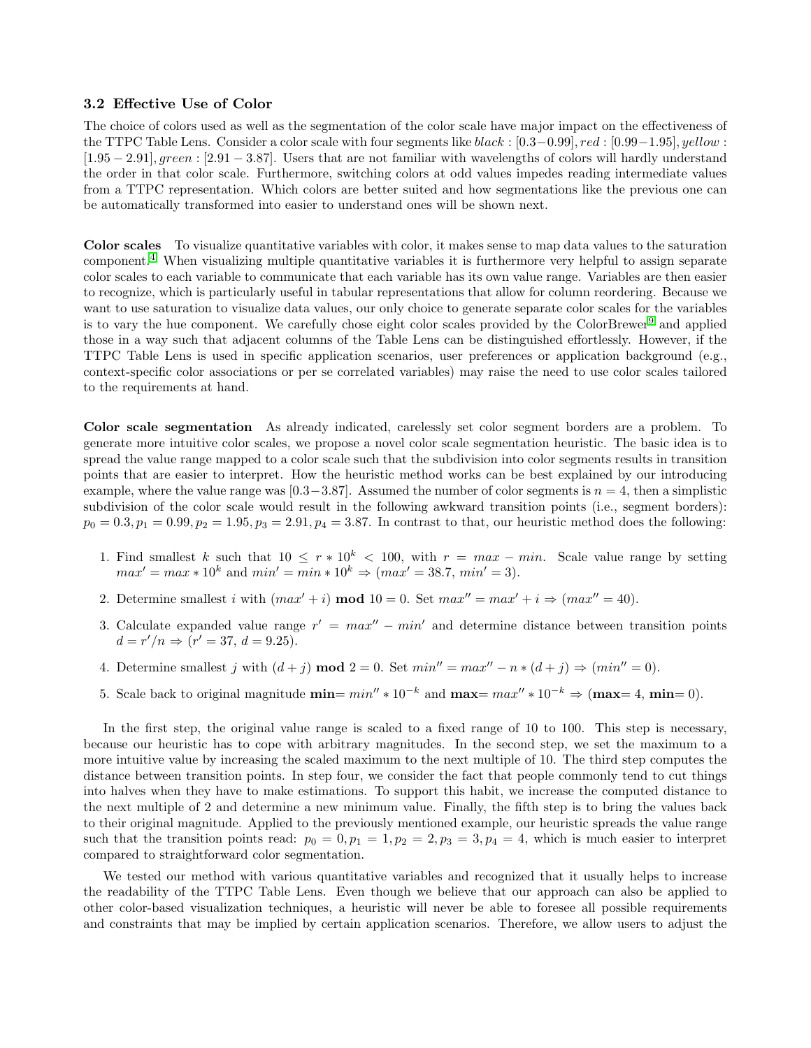### 3.2 Effective Use of Color

The choice of colors used as well as the segmentation of the color scale have major impact on the effectiveness of the TTPC Table Lens. Consider a color scale with four segments like $black : [0.3 - 0.99], red : [0.99 - 1.95], yellow : [1.95 - 2.91], green : [2.91 - 3.87]$. Users that are not familiar with wavelengths of colors will hardly understand the order in that color scale. Furthermore, switching colors at odd values impedes reading intermediate values from a TTPC representation. Which colors are better suited and how segmentations like the previous one can be automatically transformed into easier to understand ones will be shown next.

**Color scales** To visualize quantitative variables with color, it makes sense to map data values to the saturation component.[4] When visualizing multiple quantitative variables it is furthermore very helpful to assign separate color scales to each variable to communicate that each variable has its own value range. Variables are then easier to recognize, which is particularly useful in tabular representations that allow for column reordering. Because we want to use saturation to visualize data values, our only choice to generate separate color scales for the variables is to vary the hue component. We carefully chose eight color scales provided by the ColorBrewer[9] and applied those in a way such that adjacent columns of the Table Lens can be distinguished effortlessly. However, if the TTPC Table Lens is used in specific application scenarios, user preferences or application background (e.g., context-specific color associations or per se correlated variables) may raise the need to use color scales tailored to the requirements at hand.

**Color scale segmentation** As already indicated, carelessly set color segment borders are a problem. To generate more intuitive color scales, we propose a novel color scale segmentation heuristic. The basic idea is to spread the value range mapped to a color scale such that the subdivision into color segments results in transition points that are easier to interpret. How the heuristic method works can be best explained by our introducing example, where the value range was $[0.3 - 3.87]$. Assumed the number of color segments is $n = 4$, then a simplistic subdivision of the color scale would result in the following awkward transition points (i.e., segment borders): $p_0 = 0.3, p_1 = 0.99, p_2 = 1.95, p_3 = 2.91, p_4 = 3.87$. In contrast to that, our heuristic method does the following:

1. Find smallest $k$ such that $10 \leq r * 10^k < 100$, with $r = max - min$. Scale value range by setting $max' = max * 10^k$ and $min' = min * 10^k \Rightarrow (max' = 38.7,\ min' = 3)$.
2. Determine smallest $i$ with $(max' + i)$ **mod** $10 = 0$. Set $max'' = max' + i \Rightarrow (max'' = 40)$.
3. Calculate expanded value range $r' = max'' - min'$ and determine distance between transition points $d = r'/n \Rightarrow (r' = 37,\ d = 9.25)$.
4. Determine smallest $j$ with $(d + j)$ **mod** $2 = 0$. Set $min'' = max'' - n * (d + j) \Rightarrow (min'' = 0)$.
5. Scale back to original magnitude $\mathbf{min} = min'' * 10^{-k}$ and $\mathbf{max} = max'' * 10^{-k} \Rightarrow (\mathbf{max} = 4,\ \mathbf{min} = 0)$.

In the first step, the original value range is scaled to a fixed range of 10 to 100. This step is necessary, because our heuristic has to cope with arbitrary magnitudes. In the second step, we set the maximum to a more intuitive value by increasing the scaled maximum to the next multiple of 10. The third step computes the distance between transition points. In step four, we consider the fact that people commonly tend to cut things into halves when they have to make estimations. To support this habit, we increase the computed distance to the next multiple of 2 and determine a new minimum value. Finally, the fifth step is to bring the values back to their original magnitude. Applied to the previously mentioned example, our heuristic spreads the value range such that the transition points read: $p_0 = 0, p_1 = 1, p_2 = 2, p_3 = 3, p_4 = 4$, which is much easier to interpret compared to straightforward color segmentation.

We tested our method with various quantitative variables and recognized that it usually helps to increase the readability of the TTPC Table Lens. Even though we believe that our approach can also be applied to other color-based visualization techniques, a heuristic will never be able to foresee all possible requirements and constraints that may be implied by certain application scenarios. Therefore, we allow users to adjust the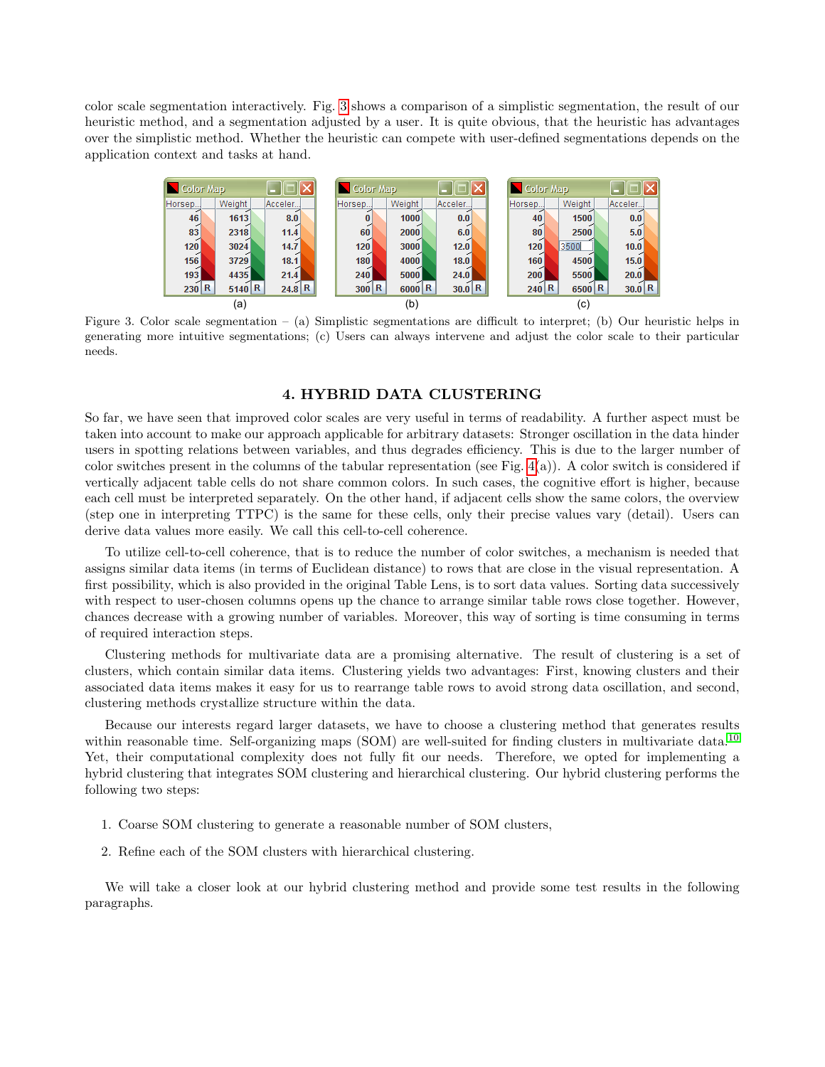color scale segmentation interactively. Fig. 3 shows a comparison of a simplistic segmentation, the result of our heuristic method, and a segmentation adjusted by a user. It is quite obvious, that the heuristic has advantages over the simplistic method. Whether the heuristic can compete with user-defined segmentations depends on the application context and tasks at hand.

Color Map
Horsep... Weight Acceler...
46 1613 8.0
83 2318 11.4
120 3024 14.7
156 3729 18.1
193 4435 21.4
230 R 5140 R 24.8 R
(a)

Color Map
Horsep... Weight Acceler...
0 1000 0.0
60 2000 6.0
120 3000 12.0
180 4000 18.0
240 5000 24.0
300 R 6000 R 30.0 R
(b)

Color Map
Horsep... Weight Acceler...
40 1500 0.0
80 2500 5.0
120 3500 10.0
160 4500 15.0
200 5500 20.0
240 R 6500 R 30.0 R
(c)

Figure 3. Color scale segmentation – (a) Simplistic segmentations are difficult to interpret; (b) Our heuristic helps in generating more intuitive segmentations; (c) Users can always intervene and adjust the color scale to their particular needs.

## 4. HYBRID DATA CLUSTERING

So far, we have seen that improved color scales are very useful in terms of readability. A further aspect must be taken into account to make our approach applicable for arbitrary datasets: Stronger oscillation in the data hinder users in spotting relations between variables, and thus degrades efficiency. This is due to the larger number of color switches present in the columns of the tabular representation (see Fig. 4(a)). A color switch is considered if vertically adjacent table cells do not share common colors. In such cases, the cognitive effort is higher, because each cell must be interpreted separately. On the other hand, if adjacent cells show the same colors, the overview (step one in interpreting TTPC) is the same for these cells, only their precise values vary (detail). Users can derive data values more easily. We call this cell-to-cell coherence.

To utilize cell-to-cell coherence, that is to reduce the number of color switches, a mechanism is needed that assigns similar data items (in terms of Euclidean distance) to rows that are close in the visual representation. A first possibility, which is also provided in the original Table Lens, is to sort data values. Sorting data successively with respect to user-chosen columns opens up the chance to arrange similar table rows close together. However, chances decrease with a growing number of variables. Moreover, this way of sorting is time consuming in terms of required interaction steps.

Clustering methods for multivariate data are a promising alternative. The result of clustering is a set of clusters, which contain similar data items. Clustering yields two advantages: First, knowing clusters and their associated data items makes it easy for us to rearrange table rows to avoid strong data oscillation, and second, clustering methods crystallize structure within the data.

Because our interests regard larger datasets, we have to choose a clustering method that generates results within reasonable time. Self-organizing maps (SOM) are well-suited for finding clusters in multivariate data.[10] Yet, their computational complexity does not fully fit our needs. Therefore, we opted for implementing a hybrid clustering that integrates SOM clustering and hierarchical clustering. Our hybrid clustering performs the following two steps:

1. Coarse SOM clustering to generate a reasonable number of SOM clusters,
2. Refine each of the SOM clusters with hierarchical clustering.

We will take a closer look at our hybrid clustering method and provide some test results in the following paragraphs.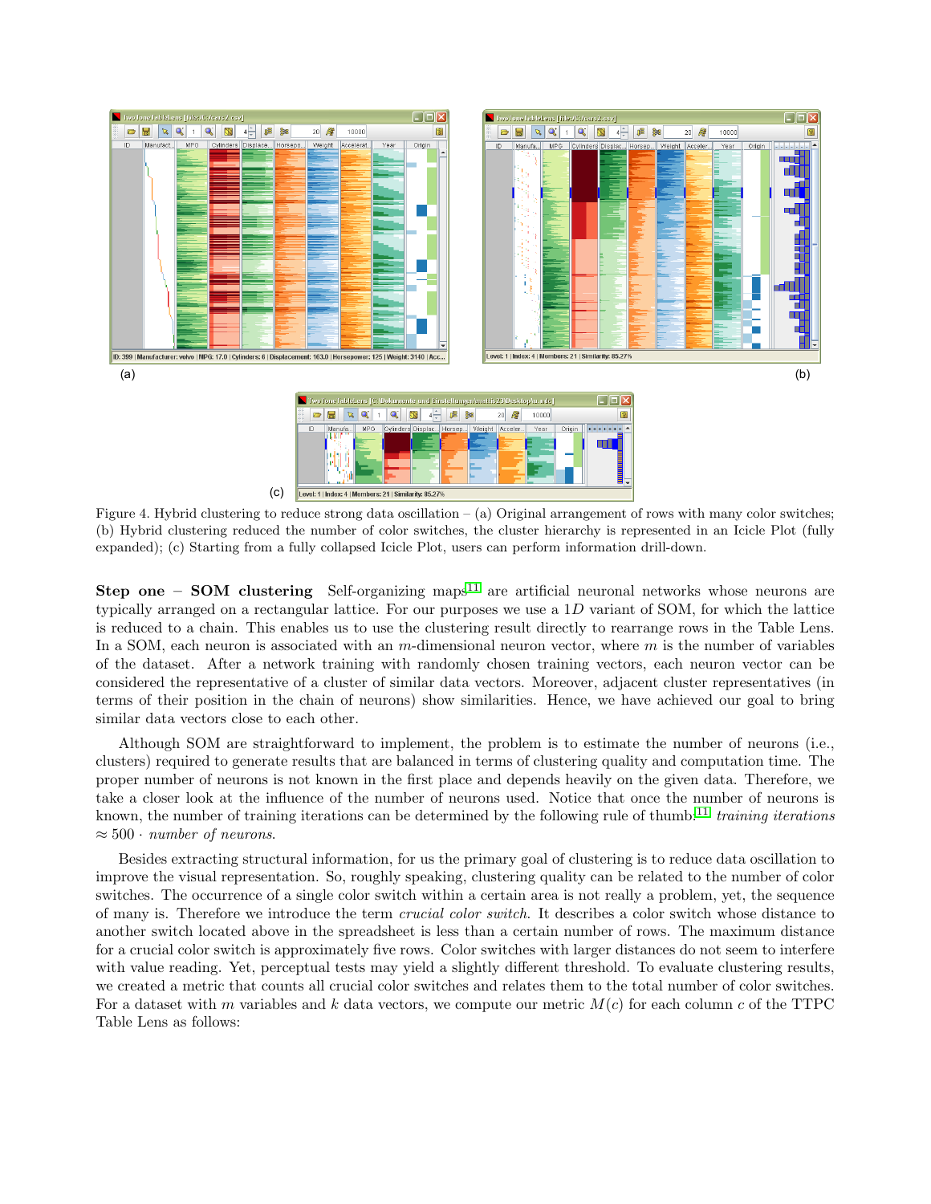Figure 4. Hybrid clustering to reduce strong data oscillation – (a) Original arrangement of rows with many color switches; (b) Hybrid clustering reduced the number of color switches, the cluster hierarchy is represented in an Icicle Plot (fully expanded); (c) Starting from a fully collapsed Icicle Plot, users can perform information drill-down.

**Step one – SOM clustering** Self-organizing maps[11] are artificial neuronal networks whose neurons are typically arranged on a rectangular lattice. For our purposes we use a $1D$ variant of SOM, for which the lattice is reduced to a chain. This enables us to use the clustering result directly to rearrange rows in the Table Lens. In a SOM, each neuron is associated with an $m$-dimensional neuron vector, where $m$ is the number of variables of the dataset. After a network training with randomly chosen training vectors, each neuron vector can be considered the representative of a cluster of similar data vectors. Moreover, adjacent cluster representatives (in terms of their position in the chain of neurons) show similarities. Hence, we have achieved our goal to bring similar data vectors close to each other.

Although SOM are straightforward to implement, the problem is to estimate the number of neurons (i.e., clusters) required to generate results that are balanced in terms of clustering quality and computation time. The proper number of neurons is not known in the first place and depends heavily on the given data. Therefore, we take a closer look at the influence of the number of neurons used. Notice that once the number of neurons is known, the number of training iterations can be determined by the following rule of thumb:[11] *training iterations* $\approx 500 \cdot$ *number of neurons*.

Besides extracting structural information, for us the primary goal of clustering is to reduce data oscillation to improve the visual representation. So, roughly speaking, clustering quality can be related to the number of color switches. The occurrence of a single color switch within a certain area is not really a problem, yet, the sequence of many is. Therefore we introduce the term *crucial color switch*. It describes a color switch whose distance to another switch located above in the spreadsheet is less than a certain number of rows. The maximum distance for a crucial color switch is approximately five rows. Color switches with larger distances do not seem to interfere with value reading. Yet, perceptual tests may yield a slightly different threshold. To evaluate clustering results, we created a metric that counts all crucial color switches and relates them to the total number of color switches. For a dataset with $m$ variables and $k$ data vectors, we compute our metric $M(c)$ for each column $c$ of the TTPC Table Lens as follows: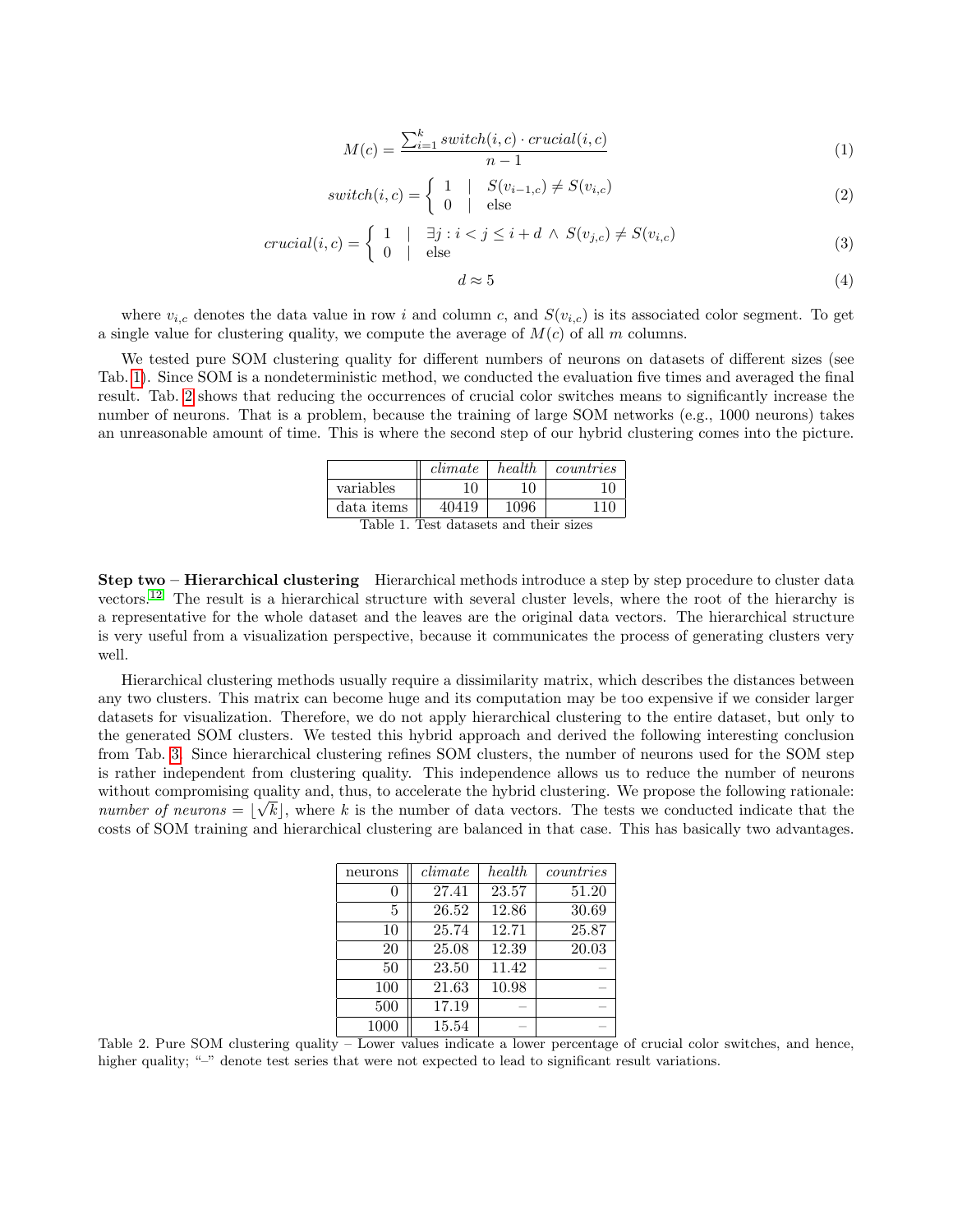$$M(c) = \frac{\sum_{i=1}^{k} switch(i,c) \cdot crucial(i,c)}{n-1} \tag{1}$$

$$switch(i,c) = \begin{cases} 1 & | \quad S(v_{i-1,c}) \neq S(v_{i,c}) \\ 0 & | \quad \text{else} \end{cases} \tag{2}$$

$$crucial(i,c) = \begin{cases} 1 & | \quad \exists j : i < j \leq i + d \, \wedge \, S(v_{j,c}) \neq S(v_{i,c}) \\ 0 & | \quad \text{else} \end{cases} \tag{3}$$

$$d \approx 5 \tag{4}$$

where $v_{i,c}$ denotes the data value in row $i$ and column $c$, and $S(v_{i,c})$ is its associated color segment. To get a single value for clustering quality, we compute the average of $M(c)$ of all $m$ columns.

We tested pure SOM clustering quality for different numbers of neurons on datasets of different sizes (see Tab. 1). Since SOM is a nondeterministic method, we conducted the evaluation five times and averaged the final result. Tab. 2 shows that reducing the occurrences of crucial color switches means to significantly increase the number of neurons. That is a problem, because the training of large SOM networks (e.g., 1000 neurons) takes an unreasonable amount of time. This is where the second step of our hybrid clustering comes into the picture.

| | *climate* | *health* | *countries* |
|---|---|---|---|
| variables | 10 | 10 | 10 |
| data items | 40419 | 1096 | 110 |

Table 1. Test datasets and their sizes

**Step two – Hierarchical clustering** Hierarchical methods introduce a step by step procedure to cluster data vectors.[12] The result is a hierarchical structure with several cluster levels, where the root of the hierarchy is a representative for the whole dataset and the leaves are the original data vectors. The hierarchical structure is very useful from a visualization perspective, because it communicates the process of generating clusters very well.

Hierarchical clustering methods usually require a dissimilarity matrix, which describes the distances between any two clusters. This matrix can become huge and its computation may be too expensive if we consider larger datasets for visualization. Therefore, we do not apply hierarchical clustering to the entire dataset, but only to the generated SOM clusters. We tested this hybrid approach and derived the following interesting conclusion from Tab. 3. Since hierarchical clustering refines SOM clusters, the number of neurons used for the SOM step is rather independent from clustering quality. This independence allows us to reduce the number of neurons without compromising quality and, thus, to accelerate the hybrid clustering. We propose the following rationale: *number of neurons* $= \lfloor \sqrt{k} \rfloor$, where $k$ is the number of data vectors. The tests we conducted indicate that the costs of SOM training and hierarchical clustering are balanced in that case. This has basically two advantages.

| neurons | *climate* | *health* | *countries* |
|---|---|---|---|
| 0 | 27.41 | 23.57 | 51.20 |
| 5 | 26.52 | 12.86 | 30.69 |
| 10 | 25.74 | 12.71 | 25.87 |
| 20 | 25.08 | 12.39 | 20.03 |
| 50 | 23.50 | 11.42 | – |
| 100 | 21.63 | 10.98 | – |
| 500 | 17.19 | – | – |
| 1000 | 15.54 | – | – |

Table 2. Pure SOM clustering quality – Lower values indicate a lower percentage of crucial color switches, and hence, higher quality; "–" denote test series that were not expected to lead to significant result variations.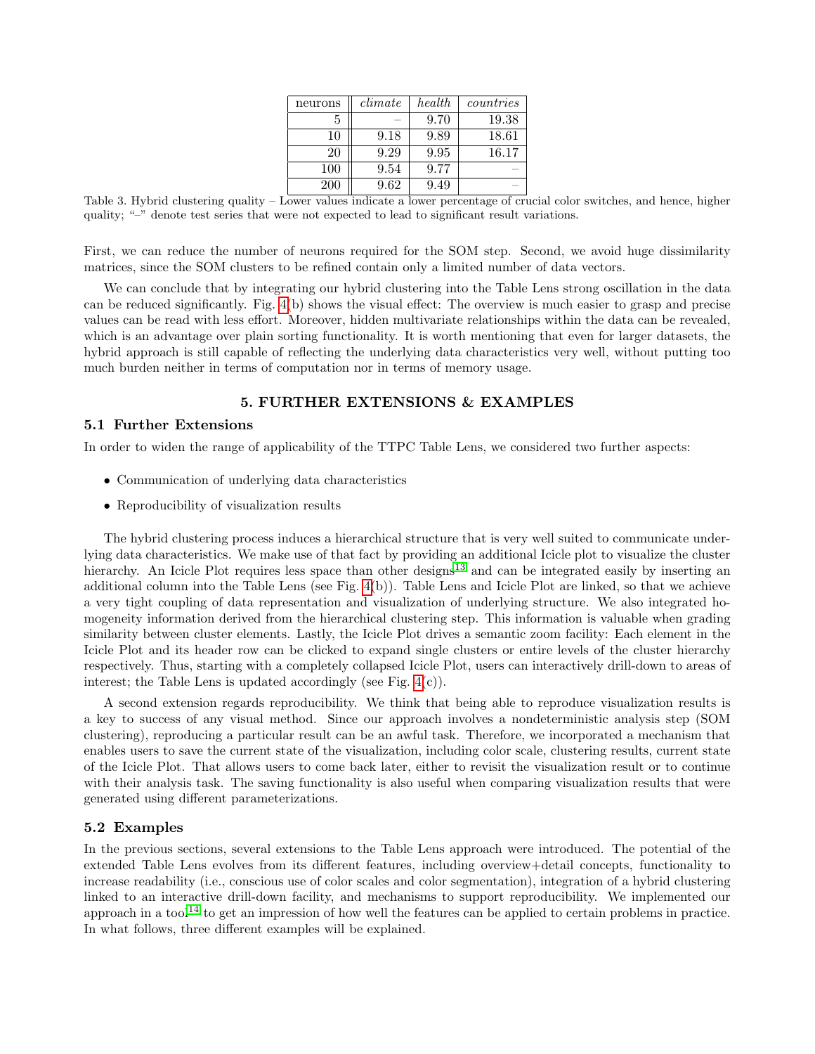| neurons | *climate* | *health* | *countries* |
|---|---|---|---|
| 5 | – | 9.70 | 19.38 |
| 10 | 9.18 | 9.89 | 18.61 |
| 20 | 9.29 | 9.95 | 16.17 |
| 100 | 9.54 | 9.77 | – |
| 200 | 9.62 | 9.49 | – |

Table 3. Hybrid clustering quality – Lower values indicate a lower percentage of crucial color switches, and hence, higher quality; "–" denote test series that were not expected to lead to significant result variations.

First, we can reduce the number of neurons required for the SOM step. Second, we avoid huge dissimilarity matrices, since the SOM clusters to be refined contain only a limited number of data vectors.

We can conclude that by integrating our hybrid clustering into the Table Lens strong oscillation in the data can be reduced significantly. Fig. 4(b) shows the visual effect: The overview is much easier to grasp and precise values can be read with less effort. Moreover, hidden multivariate relationships within the data can be revealed, which is an advantage over plain sorting functionality. It is worth mentioning that even for larger datasets, the hybrid approach is still capable of reflecting the underlying data characteristics very well, without putting too much burden neither in terms of computation nor in terms of memory usage.

## 5. FURTHER EXTENSIONS & EXAMPLES

### 5.1 Further Extensions

In order to widen the range of applicability of the TTPC Table Lens, we considered two further aspects:

- Communication of underlying data characteristics
- Reproducibility of visualization results

The hybrid clustering process induces a hierarchical structure that is very well suited to communicate underlying data characteristics. We make use of that fact by providing an additional Icicle plot to visualize the cluster hierarchy. An Icicle Plot requires less space than other designs[13] and can be integrated easily by inserting an additional column into the Table Lens (see Fig. 4(b)). Table Lens and Icicle Plot are linked, so that we achieve a very tight coupling of data representation and visualization of underlying structure. We also integrated homogeneity information derived from the hierarchical clustering step. This information is valuable when grading similarity between cluster elements. Lastly, the Icicle Plot drives a semantic zoom facility: Each element in the Icicle Plot and its header row can be clicked to expand single clusters or entire levels of the cluster hierarchy respectively. Thus, starting with a completely collapsed Icicle Plot, users can interactively drill-down to areas of interest; the Table Lens is updated accordingly (see Fig. 4(c)).

A second extension regards reproducibility. We think that being able to reproduce visualization results is a key to success of any visual method. Since our approach involves a nondeterministic analysis step (SOM clustering), reproducing a particular result can be an awful task. Therefore, we incorporated a mechanism that enables users to save the current state of the visualization, including color scale, clustering results, current state of the Icicle Plot. That allows users to come back later, either to revisit the visualization result or to continue with their analysis task. The saving functionality is also useful when comparing visualization results that were generated using different parameterizations.

### 5.2 Examples

In the previous sections, several extensions to the Table Lens approach were introduced. The potential of the extended Table Lens evolves from its different features, including overview+detail concepts, functionality to increase readability (i.e., conscious use of color scales and color segmentation), integration of a hybrid clustering linked to an interactive drill-down facility, and mechanisms to support reproducibility. We implemented our approach in a tool[14] to get an impression of how well the features can be applied to certain problems in practice. In what follows, three different examples will be explained.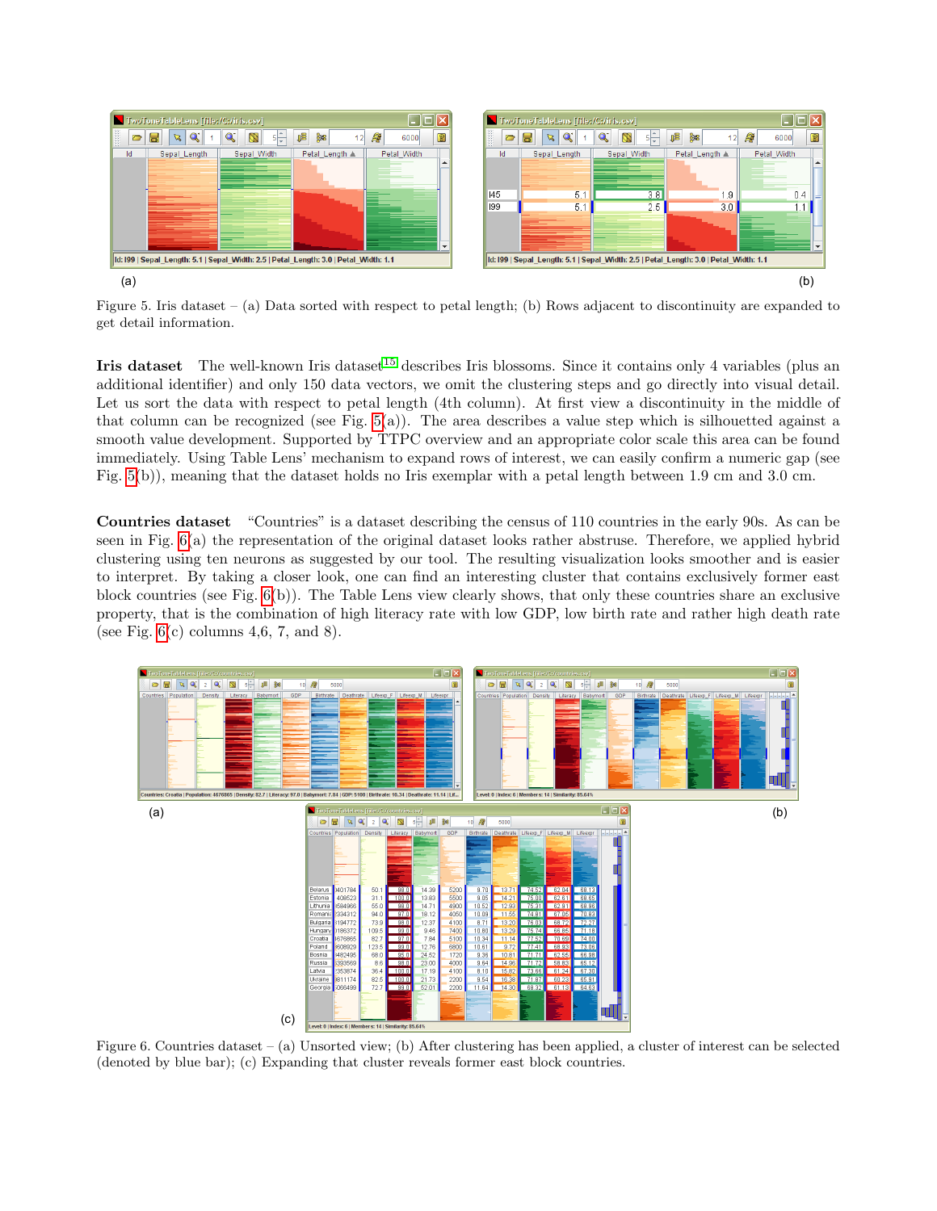Figure 5. Iris dataset – (a) Data sorted with respect to petal length; (b) Rows adjacent to discontinuity are expanded to get detail information.

**Iris dataset** The well-known Iris dataset[15] describes Iris blossoms. Since it contains only 4 variables (plus an additional identifier) and only 150 data vectors, we omit the clustering steps and go directly into visual detail. Let us sort the data with respect to petal length (4th column). At first view a discontinuity in the middle of that column can be recognized (see Fig. 5(a)). The area describes a value step which is silhouetted against a smooth value development. Supported by TTPC overview and an appropriate color scale this area can be found immediately. Using Table Lens' mechanism to expand rows of interest, we can easily confirm a numeric gap (see Fig. 5(b)), meaning that the dataset holds no Iris exemplar with a petal length between 1.9 cm and 3.0 cm.

**Countries dataset** "Countries" is a dataset describing the census of 110 countries in the early 90s. As can be seen in Fig. 6(a) the representation of the original dataset looks rather abstruse. Therefore, we applied hybrid clustering using ten neurons as suggested by our tool. The resulting visualization looks smoother and is easier to interpret. By taking a closer look, one can find an interesting cluster that contains exclusively former east block countries (see Fig. 6(b)). The Table Lens view clearly shows, that only these countries share an exclusive property, that is the combination of high literacy rate with low GDP, low birth rate and rather high death rate (see Fig. 6(c) columns 4,6, 7, and 8).

Figure 6. Countries dataset – (a) Unsorted view; (b) After clustering has been applied, a cluster of interest can be selected (denoted by blue bar); (c) Expanding that cluster reveals former east block countries.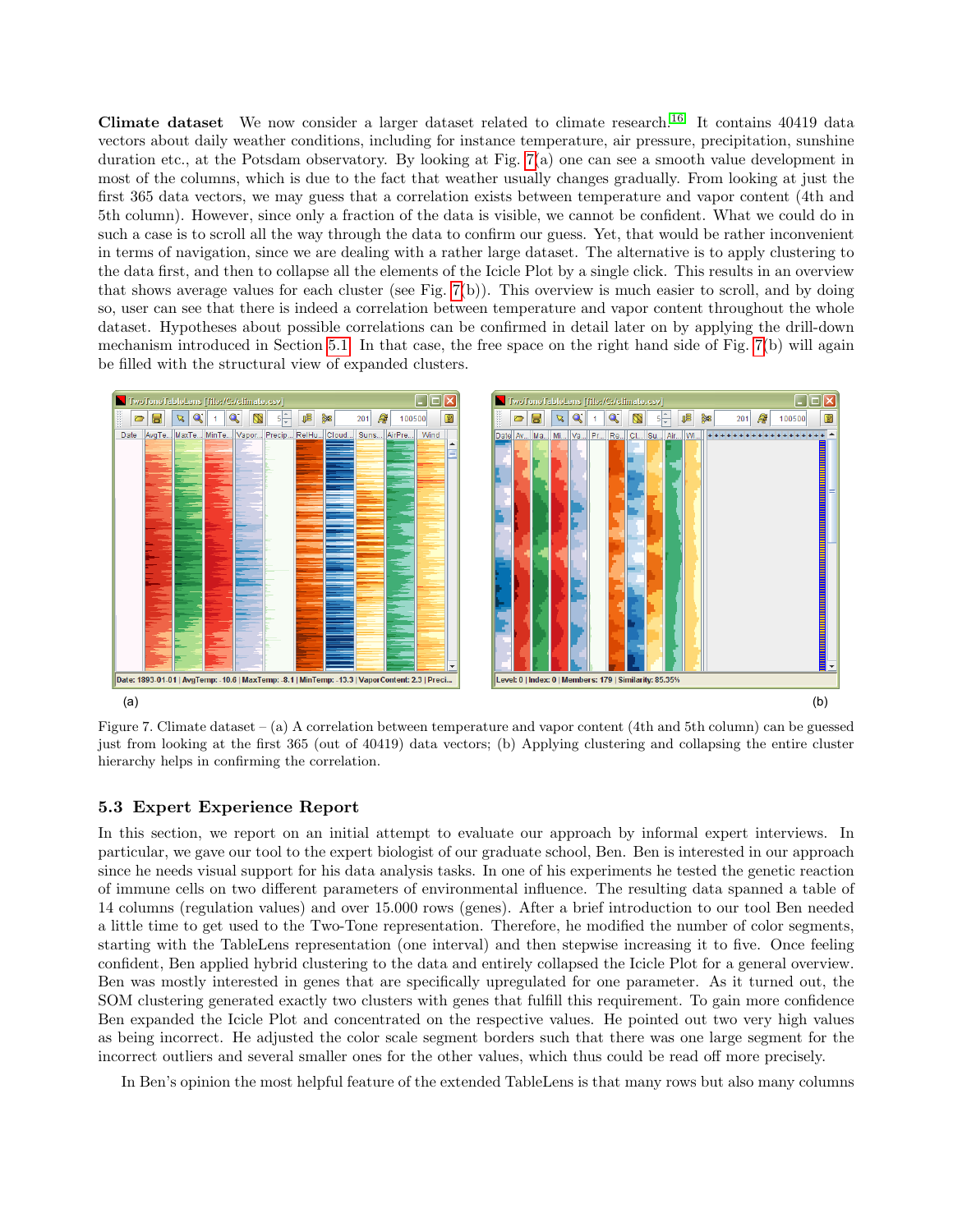**Climate dataset** We now consider a larger dataset related to climate research.[16] It contains 40419 data vectors about daily weather conditions, including for instance temperature, air pressure, precipitation, sunshine duration etc., at the Potsdam observatory. By looking at Fig. 7(a) one can see a smooth value development in most of the columns, which is due to the fact that weather usually changes gradually. From looking at just the first 365 data vectors, we may guess that a correlation exists between temperature and vapor content (4th and 5th column). However, since only a fraction of the data is visible, we cannot be confident. What we could do in such a case is to scroll all the way through the data to confirm our guess. Yet, that would be rather inconvenient in terms of navigation, since we are dealing with a rather large dataset. The alternative is to apply clustering to the data first, and then to collapse all the elements of the Icicle Plot by a single click. This results in an overview that shows average values for each cluster (see Fig. 7(b)). This overview is much easier to scroll, and by doing so, user can see that there is indeed a correlation between temperature and vapor content throughout the whole dataset. Hypotheses about possible correlations can be confirmed in detail later on by applying the drill-down mechanism introduced in Section 5.1. In that case, the free space on the right hand side of Fig. 7(b) will again be filled with the structural view of expanded clusters.

Figure 7. Climate dataset – (a) A correlation between temperature and vapor content (4th and 5th column) can be guessed just from looking at the first 365 (out of 40419) data vectors; (b) Applying clustering and collapsing the entire cluster hierarchy helps in confirming the correlation.

### 5.3 Expert Experience Report

In this section, we report on an initial attempt to evaluate our approach by informal expert interviews. In particular, we gave our tool to the expert biologist of our graduate school, Ben. Ben is interested in our approach since he needs visual support for his data analysis tasks. In one of his experiments he tested the genetic reaction of immune cells on two different parameters of environmental influence. The resulting data spanned a table of 14 columns (regulation values) and over 15.000 rows (genes). After a brief introduction to our tool Ben needed a little time to get used to the Two-Tone representation. Therefore, he modified the number of color segments, starting with the TableLens representation (one interval) and then stepwise increasing it to five. Once feeling confident, Ben applied hybrid clustering to the data and entirely collapsed the Icicle Plot for a general overview. Ben was mostly interested in genes that are specifically upregulated for one parameter. As it turned out, the SOM clustering generated exactly two clusters with genes that fulfill this requirement. To gain more confidence Ben expanded the Icicle Plot and concentrated on the respective values. He pointed out two very high values as being incorrect. He adjusted the color scale segment borders such that there was one large segment for the incorrect outliers and several smaller ones for the other values, which thus could be read off more precisely.

In Ben's opinion the most helpful feature of the extended TableLens is that many rows but also many columns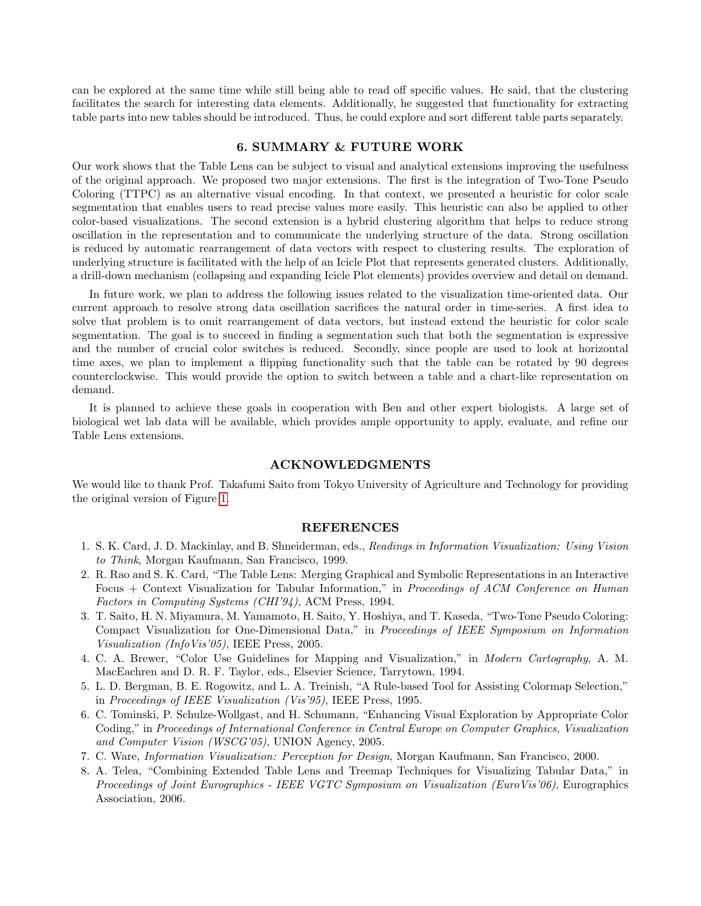can be explored at the same time while still being able to read off specific values. He said, that the clustering facilitates the search for interesting data elements. Additionally, he suggested that functionality for extracting table parts into new tables should be introduced. Thus, he could explore and sort different table parts separately.

## 6. SUMMARY & FUTURE WORK

Our work shows that the Table Lens can be subject to visual and analytical extensions improving the usefulness of the original approach. We proposed two major extensions. The first is the integration of Two-Tone Pseudo Coloring (TTPC) as an alternative visual encoding. In that context, we presented a heuristic for color scale segmentation that enables users to read precise values more easily. This heuristic can also be applied to other color-based visualizations. The second extension is a hybrid clustering algorithm that helps to reduce strong oscillation in the representation and to communicate the underlying structure of the data. Strong oscillation is reduced by automatic rearrangement of data vectors with respect to clustering results. The exploration of underlying structure is facilitated with the help of an Icicle Plot that represents generated clusters. Additionally, a drill-down mechanism (collapsing and expanding Icicle Plot elements) provides overview and detail on demand.

In future work, we plan to address the following issues related to the visualization time-oriented data. Our current approach to resolve strong data oscillation sacrifices the natural order in time-series. A first idea to solve that problem is to omit rearrangement of data vectors, but instead extend the heuristic for color scale segmentation. The goal is to succeed in finding a segmentation such that both the segmentation is expressive and the number of crucial color switches is reduced. Secondly, since people are used to look at horizontal time axes, we plan to implement a flipping functionality such that the table can be rotated by 90 degrees counterclockwise. This would provide the option to switch between a table and a chart-like representation on demand.

It is planned to achieve these goals in cooperation with Ben and other expert biologists. A large set of biological wet lab data will be available, which provides ample opportunity to apply, evaluate, and refine our Table Lens extensions.

## ACKNOWLEDGMENTS

We would like to thank Prof. Takafumi Saito from Tokyo University of Agriculture and Technology for providing the original version of Figure 1.

## REFERENCES

1. S. K. Card, J. D. Mackinlay, and B. Shneiderman, eds., *Readings in Information Visualization: Using Vision to Think*, Morgan Kaufmann, San Francisco, 1999.
2. R. Rao and S. K. Card, "The Table Lens: Merging Graphical and Symbolic Representations in an Interactive Focus + Context Visualization for Tabular Information," in *Proceedings of ACM Conference on Human Factors in Computing Systems (CHI'94)*, ACM Press, 1994.
3. T. Saito, H. N. Miyamura, M. Yamamoto, H. Saito, Y. Hoshiya, and T. Kaseda, "Two-Tone Pseudo Coloring: Compact Visualization for One-Dimensional Data," in *Proceedings of IEEE Symposium on Information Visualization (InfoVis'05)*, IEEE Press, 2005.
4. C. A. Brewer, "Color Use Guidelines for Mapping and Visualization," in *Modern Cartography*, A. M. MacEachren and D. R. F. Taylor, eds., Elsevier Science, Tarrytown, 1994.
5. L. D. Bergman, B. E. Rogowitz, and L. A. Treinish, "A Rule-based Tool for Assisting Colormap Selection," in *Proceedings of IEEE Visualization (Vis'95)*, IEEE Press, 1995.
6. C. Tominski, P. Schulze-Wollgast, and H. Schumann, "Enhancing Visual Exploration by Appropriate Color Coding," in *Proceedings of International Conference in Central Europe on Computer Graphics, Visualization and Computer Vision (WSCG'05)*, UNION Agency, 2005.
7. C. Ware, *Information Visualization: Perception for Design*, Morgan Kaufmann, San Francisco, 2000.
8. A. Telea, "Combining Extended Table Lens and Treemap Techniques for Visualizing Tabular Data," in *Proceedings of Joint Eurographics - IEEE VGTC Symposium on Visualization (EuroVis'06)*, Eurographics Association, 2006.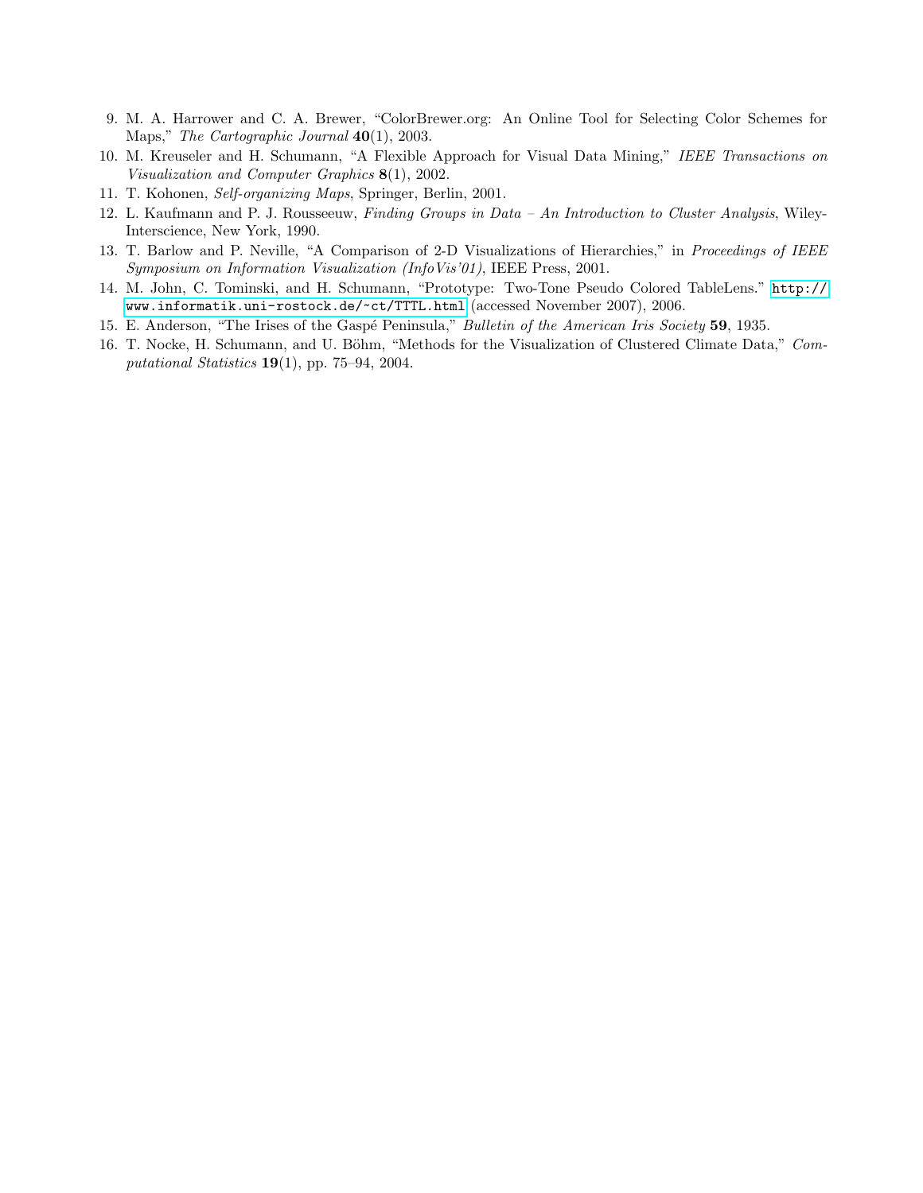9. M. A. Harrower and C. A. Brewer, "ColorBrewer.org: An Online Tool for Selecting Color Schemes for Maps," *The Cartographic Journal* **40**(1), 2003.
10. M. Kreuseler and H. Schumann, "A Flexible Approach for Visual Data Mining," *IEEE Transactions on Visualization and Computer Graphics* **8**(1), 2002.
11. T. Kohonen, *Self-organizing Maps*, Springer, Berlin, 2001.
12. L. Kaufmann and P. J. Rousseeuw, *Finding Groups in Data – An Introduction to Cluster Analysis*, Wiley-Interscience, New York, 1990.
13. T. Barlow and P. Neville, "A Comparison of 2-D Visualizations of Hierarchies," in *Proceedings of IEEE Symposium on Information Visualization (InfoVis'01)*, IEEE Press, 2001.
14. M. John, C. Tominski, and H. Schumann, "Prototype: Two-Tone Pseudo Colored TableLens." `http://www.informatik.uni-rostock.de/~ct/TTTL.html` (accessed November 2007), 2006.
15. E. Anderson, "The Irises of the Gaspé Peninsula," *Bulletin of the American Iris Society* **59**, 1935.
16. T. Nocke, H. Schumann, and U. Böhm, "Methods for the Visualization of Clustered Climate Data," *Computational Statistics* **19**(1), pp. 75–94, 2004.